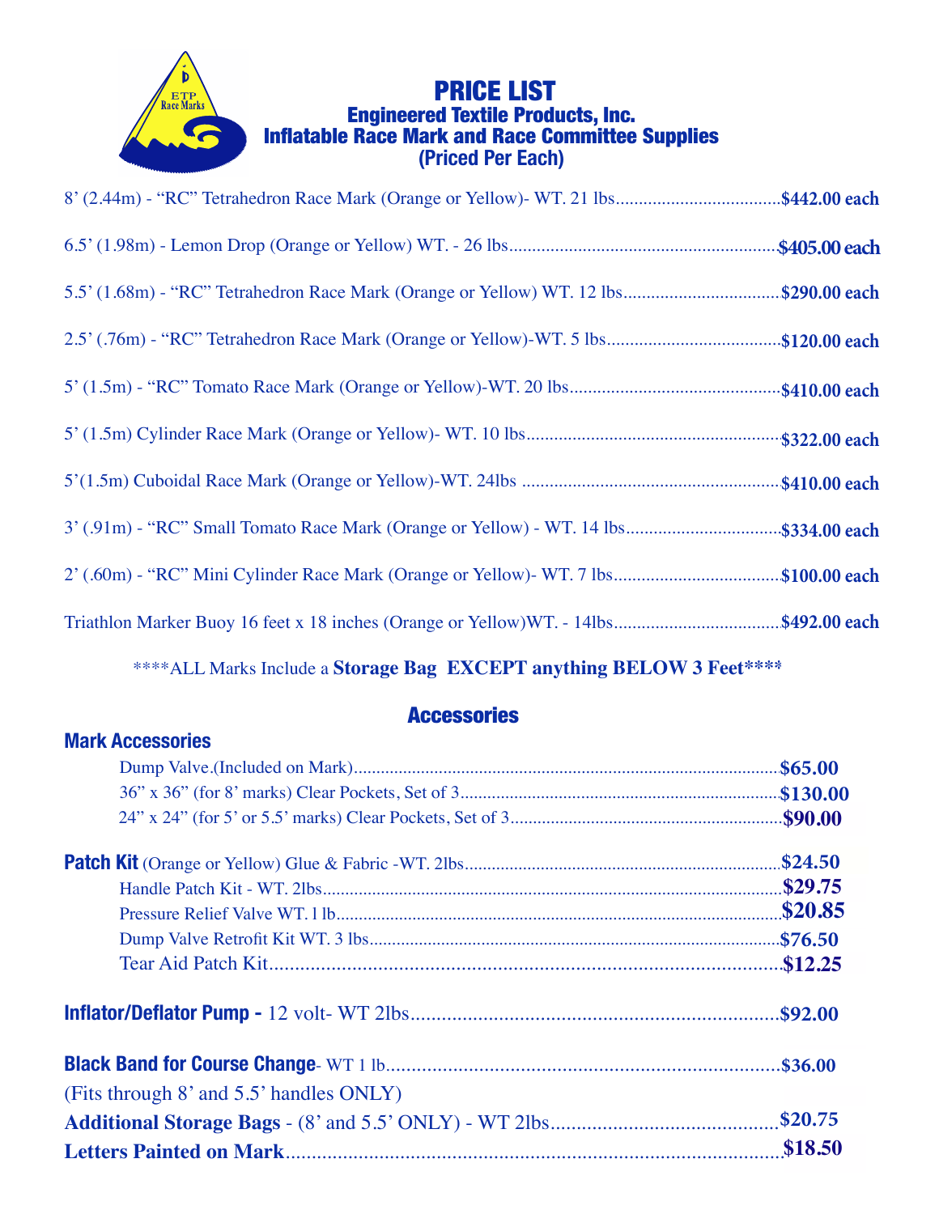# PRICE LIST

## Engineered Textile Products, Inc.

## Inflatable Race Mark and Race Committee Supplies

## (Priced Per Each)

8' (2.44m) - "RC" Tetrahedron Race Mark (Orange or Yellow)- WT. 21 lbs.................................... **$442.00 each**

6.5' (1.98m) - Lemon Drop (Orange or Yellow) WT. - 26 lbs.......................................................... **$405.00 each**

5.5' (1.68m) - "RC" Tetrahedron Race Mark (Orange or Yellow) WT. 12 lbs.................................. **$290.00 each**

2.5' (.76m) - "RC" Tetrahedron Race Mark (Orange or Yellow)-WT. 5 lbs...................................... **$120.00 each**

5' (1.5m) - "RC" Tomato Race Mark (Orange or Yellow)-WT. 20 lbs.............................................. **$410.00 each**

5' (1.5m) Cylinder Race Mark (Orange or Yellow)- WT. 10 lbs........................................................ **$322.00 each**

5'(1.5m) Cuboidal Race Mark (Orange or Yellow)-WT. 24lbs ........................................................ **$410.00 each**

3' (.91m) - "RC" Small Tomato Race Mark (Orange or Yellow) - WT. 14 lbs.................................. **$334.00 each**

2' (.60m) - "RC" Mini Cylinder Race Mark (Orange or Yellow)- WT. 7 lbs..................................... **$100.00 each**

Triathlon Marker Buoy 16 feet x 18 inches (Orange or Yellow)WT. - 14lbs..................................... **$492.00 each**

****ALL Marks Include a **Storage Bag EXCEPT anything BELOW 3 Feet******

## Accessories

### Mark Accessories

Dump Valve.(Included on Mark)................................................................................................ **$65.00**

36" x 36" (for 8' marks) Clear Pockets, Set of 3....................................................................... **$130.00**

24" x 24" (for 5' or 5.5' marks) Clear Pockets, Set of 3............................................................ **$90.00**

**Patch Kit** (Orange or Yellow) Glue & Fabric -WT. 2lbs....................................................................... **$24.50**

Handle Patch Kit - WT. 2lbs...................................................................................................... **$29.75**

Pressure Relief Valve WT. 1 lb................................................................................................... **$20.85**

Dump Valve Retrofit Kit WT. 3 lbs.......................................................................................... **$76.50**

Tear Aid Patch Kit..................................................................................................... **$12.25**

**Inflator/Deflator Pump -** 12 volt- WT 2lbs......................................................................... **$92.00**

**Black Band for Course Change**- WT 1 lb............................................................................ **$36.00**

(Fits through 8' and 5.5' handles ONLY)

**Additional Storage Bags** - (8' and 5.5' ONLY) - WT 2lbs............................................ **$20.75**

**Letters Painted on Mark**................................................................................................. **$18.50**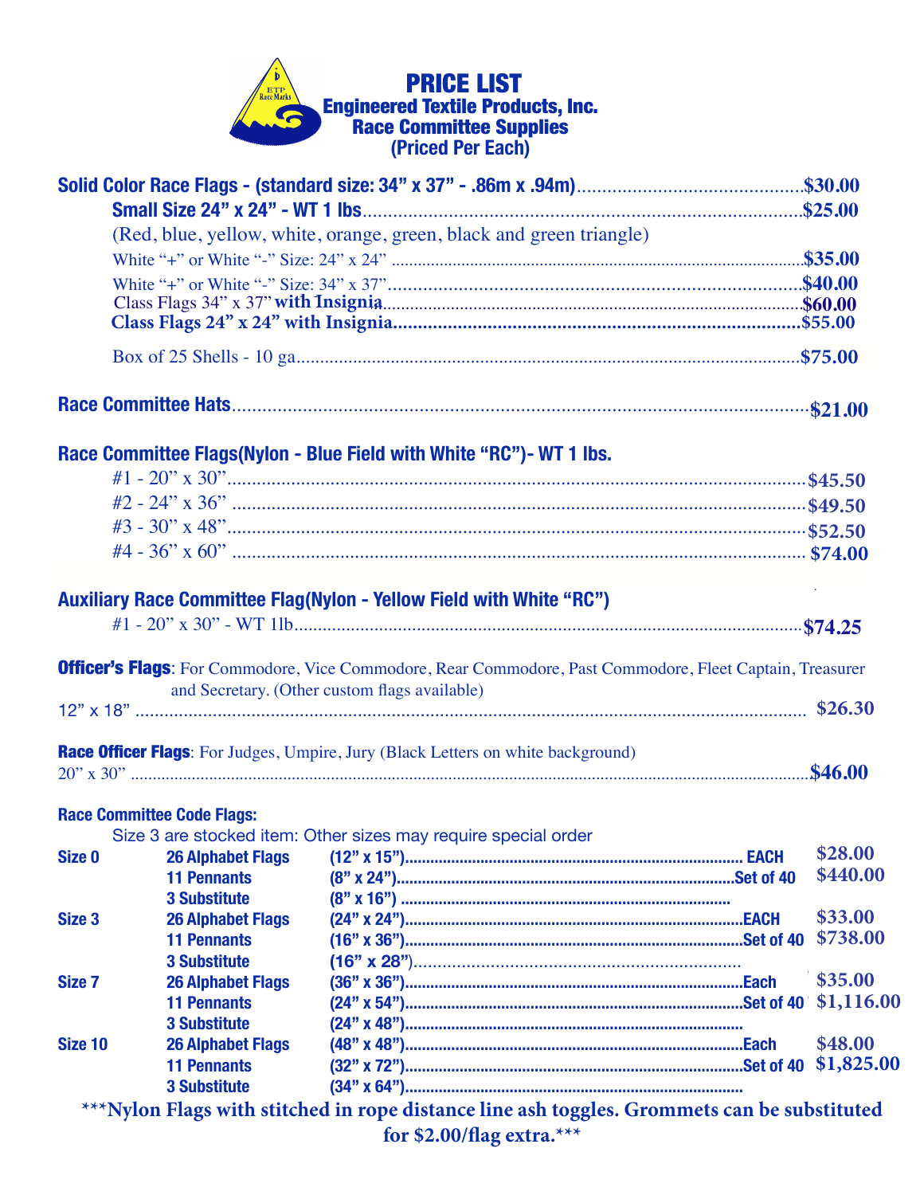# PRICE LIST
## Engineered Textile Products, Inc.
## Race Committee Supplies
## (Priced Per Each)

**Solid Color Race Flags - (standard size: 34" x 37" - .86m x .94m)**.............................................$30.00

**Small Size 24" x 24" - WT 1 lbs**.......................................................................................$25.00

(Red, blue, yellow, white, orange, green, black and green triangle)

White "+" or White "-" Size: 24" x 24" ...............................................................................$35.00

White "+" or White "-" Size: 34" x 37"...............................................................................$40.00

Class Flags 34" x 37" with Insignia..................................................................................$60.00

**Class Flags 24" x 24" with Insignia**..................................................................................$55.00

Box of 25 Shells - 10 ga.....................................................................................................$75.00

**Race Committee Hats**.........................................................................................................$21.00

**Race Committee Flags(Nylon - Blue Field with White "RC")- WT 1 lbs.**

#1 - 20" x 30"....................................................................................................................$45.50

#2 - 24" x 36" ...................................................................................................................$49.50

#3 - 30" x 48"....................................................................................................................$52.50

#4 - 36" x 60" ...................................................................................................................$74.00

**Auxiliary Race Committee Flag(Nylon - Yellow Field with White "RC")**

#1 - 20" x 30" - WT 1lb........................................................................................................$74.25

**Officer's Flags**: For Commodore, Vice Commodore, Rear Commodore, Past Commodore, Fleet Captain, Treasurer and Secretary. (Other custom flags available)

12" x 18" ..........................................................................................................................$26.30

**Race Officer Flags**: For Judges, Umpire, Jury (Black Letters on white background)

20" x 30" ..........................................................................................................................$46.00

**Race Committee Code Flags:**

Size 3 are stocked item: Other sizes may require special order

| Size | Item | Dimensions | Unit | Price |
|---|---|---|---|---|
| **Size 0** | **26 Alphabet Flags** | **(12" x 15")** | **EACH** | $28.00 |
| | **11 Pennants** | **(8" x 24")** | **Set of 40** | $440.00 |
| | **3 Substitute** | **(8" x 16")** | | |
| **Size 3** | **26 Alphabet Flags** | **(24" x 24")** | **EACH** | $33.00 |
| | **11 Pennants** | **(16" x 36")** | **Set of 40** | $738.00 |
| | **3 Substitute** | **(16" x 28")** | | |
| **Size 7** | **26 Alphabet Flags** | **(36" x 36")** | **Each** | $35.00 |
| | **11 Pennants** | **(24" x 54")** | **Set of 40** | $1,116.00 |
| | **3 Substitute** | **(24" x 48")** | | |
| **Size 10** | **26 Alphabet Flags** | **(48" x 48")** | **Each** | $48.00 |
| | **11 Pennants** | **(32" x 72")** | **Set of 40** | $1,825.00 |
| | **3 Substitute** | **(34" x 64")** | | |

**\*\*\*Nylon Flags with stitched in rope distance line ash toggles. Grommets can be substituted for $2.00/flag extra.\*\*\***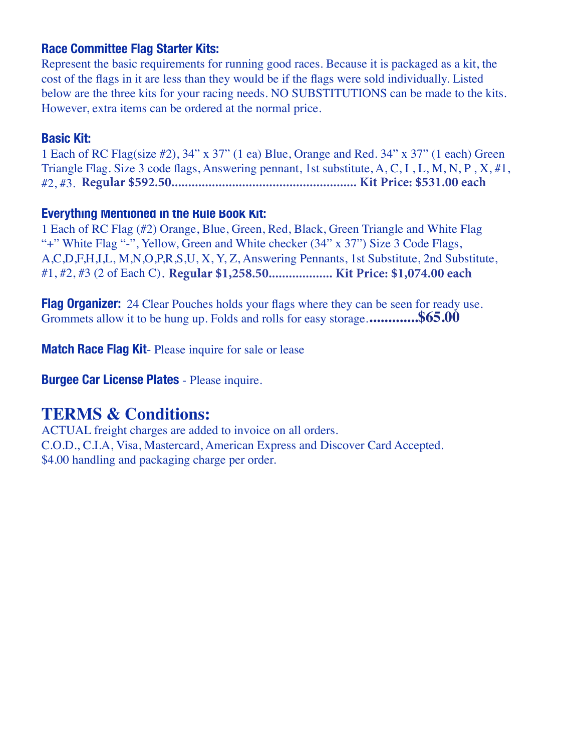**Race Committee Flag Starter Kits:**
Represent the basic requirements for running good races. Because it is packaged as a kit, the cost of the flags in it are less than they would be if the flags were sold individually. Listed below are the three kits for your racing needs. NO SUBSTITUTIONS can be made to the kits. However, extra items can be ordered at the normal price.

**Basic Kit:**
1 Each of RC Flag(size #2), 34” x 37” (1 ea) Blue, Orange and Red. 34” x 37” (1 each) Green Triangle Flag. Size 3 code flags, Answering pennant, 1st substitute, A, C, I , L, M, N, P , X, #1, #2, #3. **Regular $592.50...................................................... Kit Price: $531.00 each**

**Everything Mentioned in the Rule Book Kit:**
1 Each of RC Flag (#2) Orange, Blue, Green, Red, Black, Green Triangle and White Flag “+” White Flag “-”, Yellow, Green and White checker (34” x 37”) Size 3 Code Flags, A,C,D,F,H,I,L, M,N,O,P,R,S,U, X, Y, Z, Answering Pennants, 1st Substitute, 2nd Substitute, #1, #2, #3 (2 of Each C). **Regular $1,258.50.................. Kit Price: $1,074.00 each**

**Flag Organizer:** 24 Clear Pouches holds your flags where they can be seen for ready use. Grommets allow it to be hung up. Folds and rolls for easy storage.**.............$65.00**

**Match Race Flag Kit**- Please inquire for sale or lease

**Burgee Car License Plates** - Please inquire.

## TERMS & Conditions:

ACTUAL freight charges are added to invoice on all orders.
C.O.D., C.I.A, Visa, Mastercard, American Express and Discover Card Accepted.
$4.00 handling and packaging charge per order.